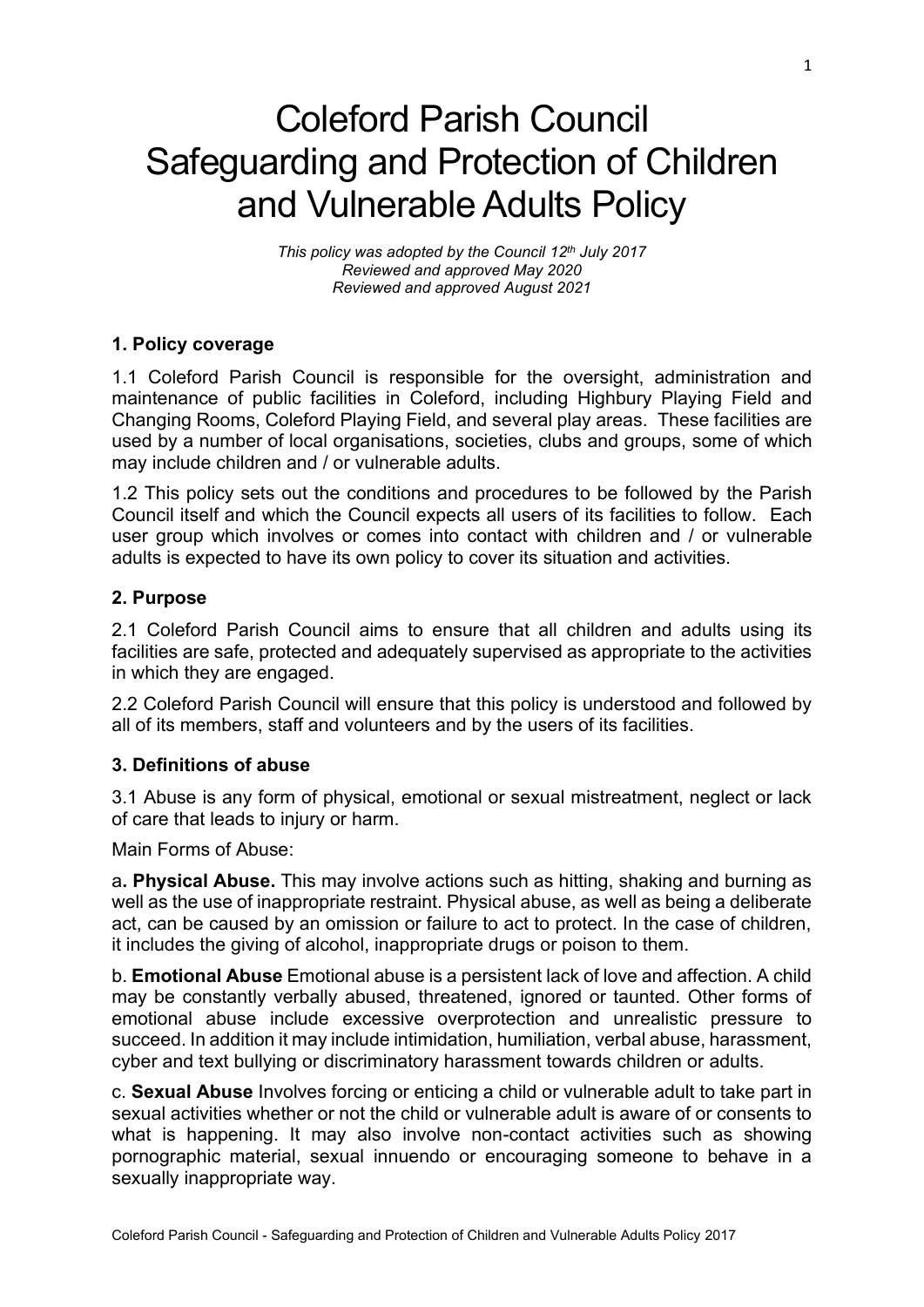# Coleford Parish Council Safeguarding and Protection of Children and Vulnerable Adults Policy

*This policy was adopted by the Council 12th July 2017*
*Reviewed and approved May 2020*
*Reviewed and approved August 2021*

## 1. Policy coverage

1.1 Coleford Parish Council is responsible for the oversight, administration and maintenance of public facilities in Coleford, including Highbury Playing Field and Changing Rooms, Coleford Playing Field, and several play areas. These facilities are used by a number of local organisations, societies, clubs and groups, some of which may include children and / or vulnerable adults.

1.2 This policy sets out the conditions and procedures to be followed by the Parish Council itself and which the Council expects all users of its facilities to follow. Each user group which involves or comes into contact with children and / or vulnerable adults is expected to have its own policy to cover its situation and activities.

## 2. Purpose

2.1 Coleford Parish Council aims to ensure that all children and adults using its facilities are safe, protected and adequately supervised as appropriate to the activities in which they are engaged.

2.2 Coleford Parish Council will ensure that this policy is understood and followed by all of its members, staff and volunteers and by the users of its facilities.

## 3. Definitions of abuse

3.1 Abuse is any form of physical, emotional or sexual mistreatment, neglect or lack of care that leads to injury or harm.

Main Forms of Abuse:

a**. Physical Abuse.** This may involve actions such as hitting, shaking and burning as well as the use of inappropriate restraint. Physical abuse, as well as being a deliberate act, can be caused by an omission or failure to act to protect. In the case of children, it includes the giving of alcohol, inappropriate drugs or poison to them.

b. **Emotional Abuse** Emotional abuse is a persistent lack of love and affection. A child may be constantly verbally abused, threatened, ignored or taunted. Other forms of emotional abuse include excessive overprotection and unrealistic pressure to succeed. In addition it may include intimidation, humiliation, verbal abuse, harassment, cyber and text bullying or discriminatory harassment towards children or adults.

c. **Sexual Abuse** Involves forcing or enticing a child or vulnerable adult to take part in sexual activities whether or not the child or vulnerable adult is aware of or consents to what is happening. It may also involve non-contact activities such as showing pornographic material, sexual innuendo or encouraging someone to behave in a sexually inappropriate way.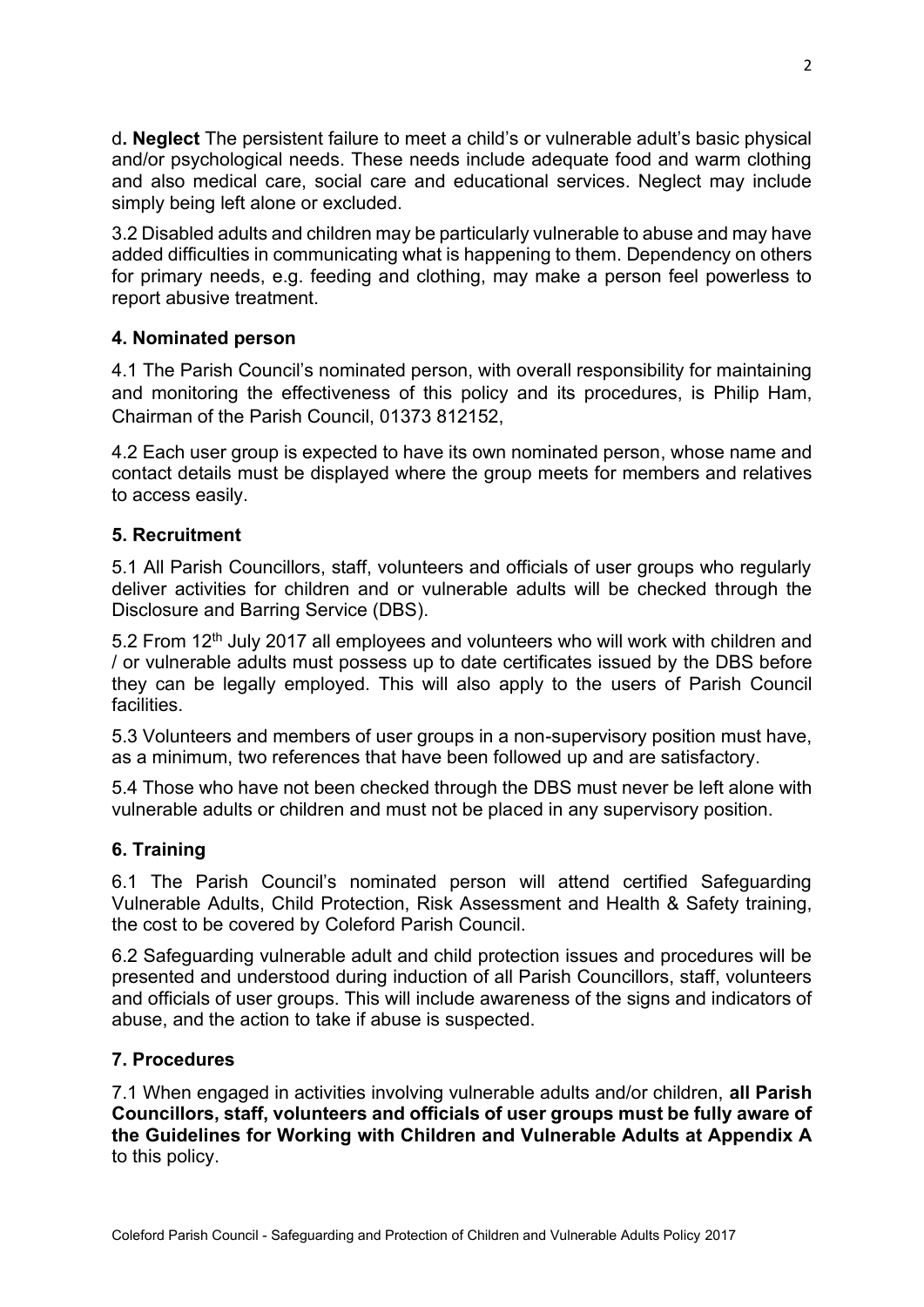d**. Neglect** The persistent failure to meet a child's or vulnerable adult's basic physical and/or psychological needs. These needs include adequate food and warm clothing and also medical care, social care and educational services. Neglect may include simply being left alone or excluded.

3.2 Disabled adults and children may be particularly vulnerable to abuse and may have added difficulties in communicating what is happening to them. Dependency on others for primary needs, e.g. feeding and clothing, may make a person feel powerless to report abusive treatment.

## 4. Nominated person

4.1 The Parish Council's nominated person, with overall responsibility for maintaining and monitoring the effectiveness of this policy and its procedures, is Philip Ham, Chairman of the Parish Council, 01373 812152,

4.2 Each user group is expected to have its own nominated person, whose name and contact details must be displayed where the group meets for members and relatives to access easily.

## 5. Recruitment

5.1 All Parish Councillors, staff, volunteers and officials of user groups who regularly deliver activities for children and or vulnerable adults will be checked through the Disclosure and Barring Service (DBS).

5.2 From 12th July 2017 all employees and volunteers who will work with children and / or vulnerable adults must possess up to date certificates issued by the DBS before they can be legally employed. This will also apply to the users of Parish Council facilities.

5.3 Volunteers and members of user groups in a non-supervisory position must have, as a minimum, two references that have been followed up and are satisfactory.

5.4 Those who have not been checked through the DBS must never be left alone with vulnerable adults or children and must not be placed in any supervisory position.

## 6. Training

6.1 The Parish Council's nominated person will attend certified Safeguarding Vulnerable Adults, Child Protection, Risk Assessment and Health & Safety training, the cost to be covered by Coleford Parish Council.

6.2 Safeguarding vulnerable adult and child protection issues and procedures will be presented and understood during induction of all Parish Councillors, staff, volunteers and officials of user groups. This will include awareness of the signs and indicators of abuse, and the action to take if abuse is suspected.

## 7. Procedures

7.1 When engaged in activities involving vulnerable adults and/or children, **all Parish Councillors, staff, volunteers and officials of user groups must be fully aware of the Guidelines for Working with Children and Vulnerable Adults at Appendix A** to this policy.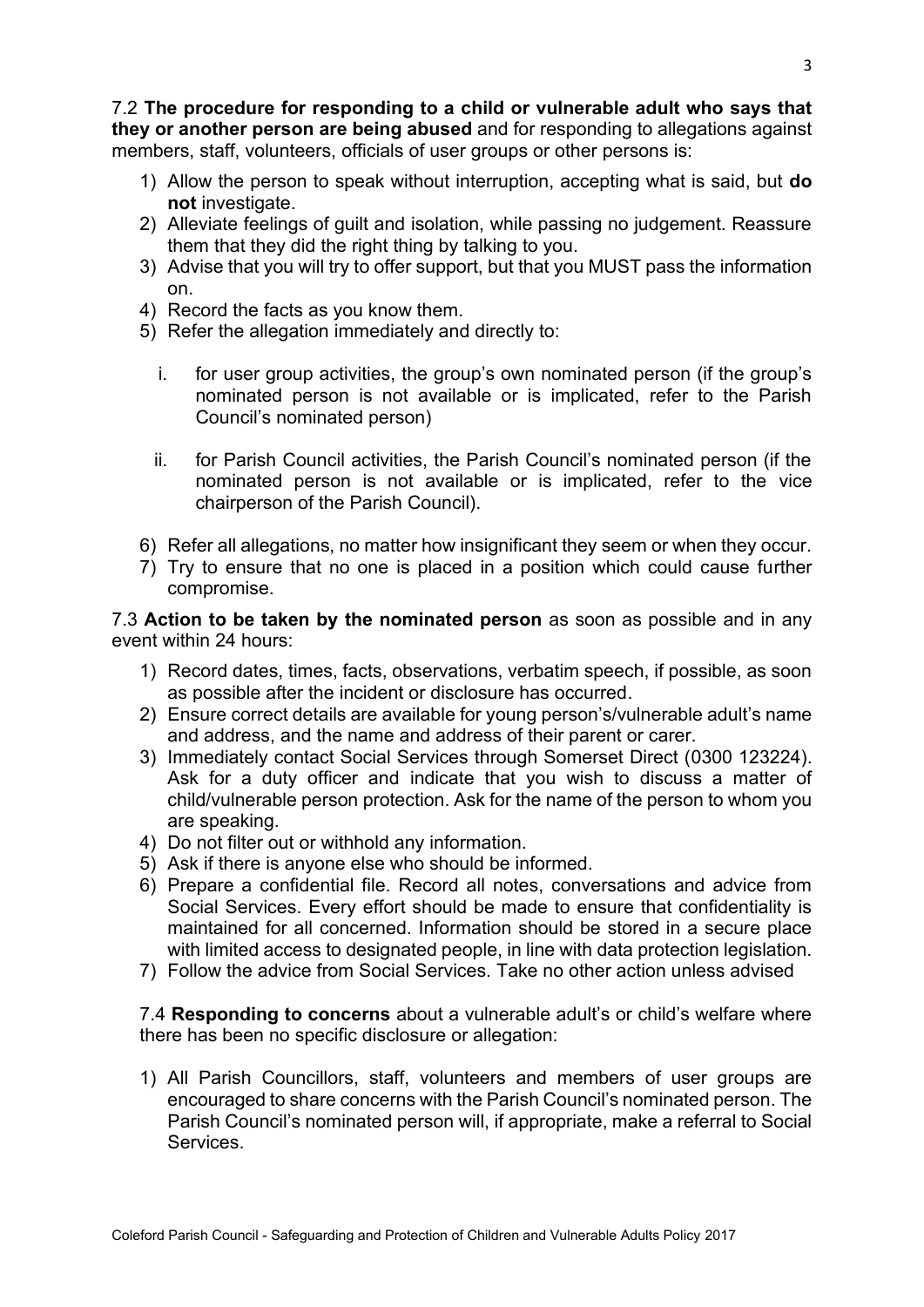7.2 **The procedure for responding to a child or vulnerable adult who says that they or another person are being abused** and for responding to allegations against members, staff, volunteers, officials of user groups or other persons is:

1) Allow the person to speak without interruption, accepting what is said, but **do not** investigate.
2) Alleviate feelings of guilt and isolation, while passing no judgement. Reassure them that they did the right thing by talking to you.
3) Advise that you will try to offer support, but that you MUST pass the information on.
4) Record the facts as you know them.
5) Refer the allegation immediately and directly to:

   i. for user group activities, the group's own nominated person (if the group's nominated person is not available or is implicated, refer to the Parish Council's nominated person)

   ii. for Parish Council activities, the Parish Council's nominated person (if the nominated person is not available or is implicated, refer to the vice chairperson of the Parish Council).

6) Refer all allegations, no matter how insignificant they seem or when they occur.
7) Try to ensure that no one is placed in a position which could cause further compromise.

7.3 **Action to be taken by the nominated person** as soon as possible and in any event within 24 hours:

1) Record dates, times, facts, observations, verbatim speech, if possible, as soon as possible after the incident or disclosure has occurred.
2) Ensure correct details are available for young person's/vulnerable adult's name and address, and the name and address of their parent or carer.
3) Immediately contact Social Services through Somerset Direct (0300 123224). Ask for a duty officer and indicate that you wish to discuss a matter of child/vulnerable person protection. Ask for the name of the person to whom you are speaking.
4) Do not filter out or withhold any information.
5) Ask if there is anyone else who should be informed.
6) Prepare a confidential file. Record all notes, conversations and advice from Social Services. Every effort should be made to ensure that confidentiality is maintained for all concerned. Information should be stored in a secure place with limited access to designated people, in line with data protection legislation.
7) Follow the advice from Social Services. Take no other action unless advised

7.4 **Responding to concerns** about a vulnerable adult's or child's welfare where there has been no specific disclosure or allegation:

1) All Parish Councillors, staff, volunteers and members of user groups are encouraged to share concerns with the Parish Council's nominated person. The Parish Council's nominated person will, if appropriate, make a referral to Social Services.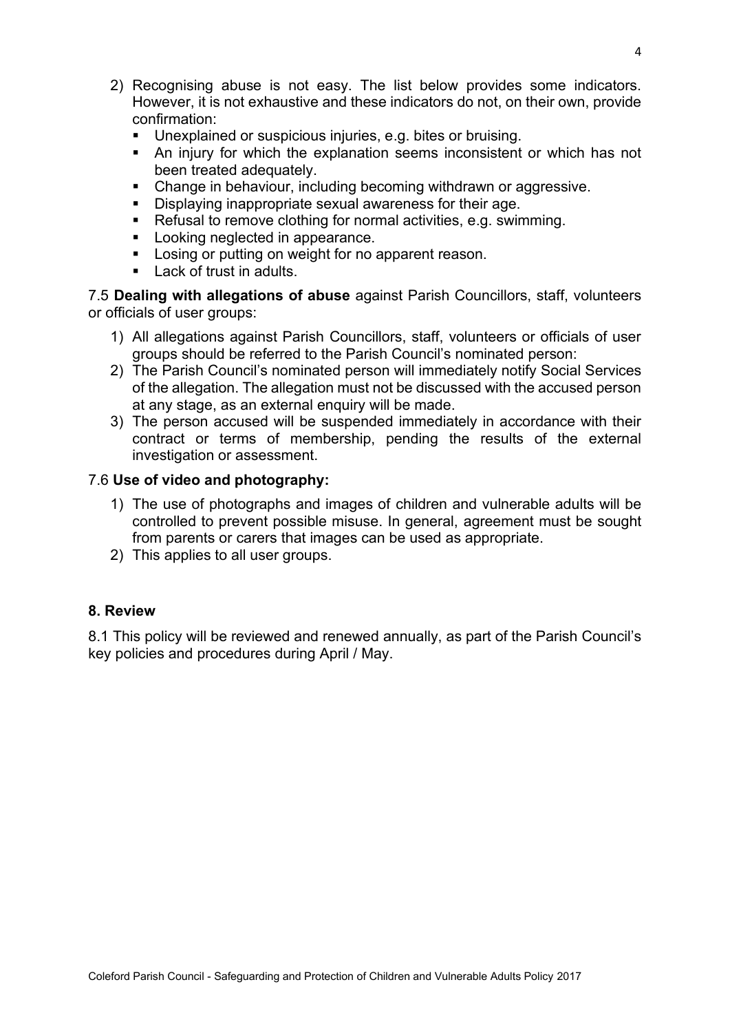2) Recognising abuse is not easy. The list below provides some indicators. However, it is not exhaustive and these indicators do not, on their own, provide confirmation:
   - Unexplained or suspicious injuries, e.g. bites or bruising.
   - An injury for which the explanation seems inconsistent or which has not been treated adequately.
   - Change in behaviour, including becoming withdrawn or aggressive.
   - Displaying inappropriate sexual awareness for their age.
   - Refusal to remove clothing for normal activities, e.g. swimming.
   - Looking neglected in appearance.
   - Losing or putting on weight for no apparent reason.
   - Lack of trust in adults.

7.5 **Dealing with allegations of abuse** against Parish Councillors, staff, volunteers or officials of user groups:

1) All allegations against Parish Councillors, staff, volunteers or officials of user groups should be referred to the Parish Council's nominated person:
2) The Parish Council's nominated person will immediately notify Social Services of the allegation. The allegation must not be discussed with the accused person at any stage, as an external enquiry will be made.
3) The person accused will be suspended immediately in accordance with their contract or terms of membership, pending the results of the external investigation or assessment.

7.6 **Use of video and photography:**

1) The use of photographs and images of children and vulnerable adults will be controlled to prevent possible misuse. In general, agreement must be sought from parents or carers that images can be used as appropriate.
2) This applies to all user groups.

## 8. Review

8.1 This policy will be reviewed and renewed annually, as part of the Parish Council's key policies and procedures during April / May.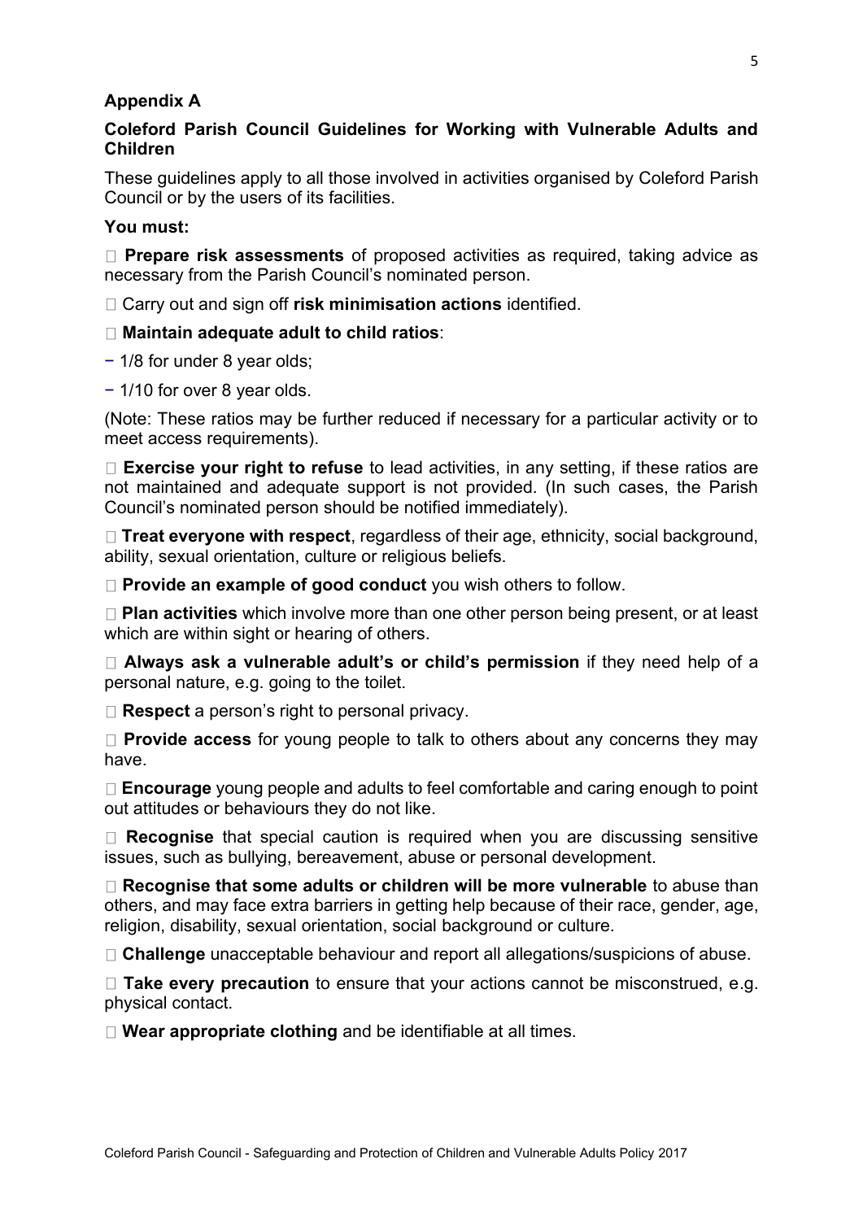## Appendix A

### Coleford Parish Council Guidelines for Working with Vulnerable Adults and Children

These guidelines apply to all those involved in activities organised by Coleford Parish Council or by the users of its facilities.

**You must:**

- **Prepare risk assessments** of proposed activities as required, taking advice as necessary from the Parish Council's nominated person.
- Carry out and sign off **risk minimisation actions** identified.
- **Maintain adequate adult to child ratios**:
  - 1/8 for under 8 year olds;
  - 1/10 for over 8 year olds.

(Note: These ratios may be further reduced if necessary for a particular activity or to meet access requirements).

- **Exercise your right to refuse** to lead activities, in any setting, if these ratios are not maintained and adequate support is not provided. (In such cases, the Parish Council's nominated person should be notified immediately).
- **Treat everyone with respect**, regardless of their age, ethnicity, social background, ability, sexual orientation, culture or religious beliefs.
- **Provide an example of good conduct** you wish others to follow.
- **Plan activities** which involve more than one other person being present, or at least which are within sight or hearing of others.
- **Always ask a vulnerable adult's or child's permission** if they need help of a personal nature, e.g. going to the toilet.
- **Respect** a person's right to personal privacy.
- **Provide access** for young people to talk to others about any concerns they may have.
- **Encourage** young people and adults to feel comfortable and caring enough to point out attitudes or behaviours they do not like.
- **Recognise** that special caution is required when you are discussing sensitive issues, such as bullying, bereavement, abuse or personal development.
- **Recognise that some adults or children will be more vulnerable** to abuse than others, and may face extra barriers in getting help because of their race, gender, age, religion, disability, sexual orientation, social background or culture.
- **Challenge** unacceptable behaviour and report all allegations/suspicions of abuse.
- **Take every precaution** to ensure that your actions cannot be misconstrued, e.g. physical contact.
- **Wear appropriate clothing** and be identifiable at all times.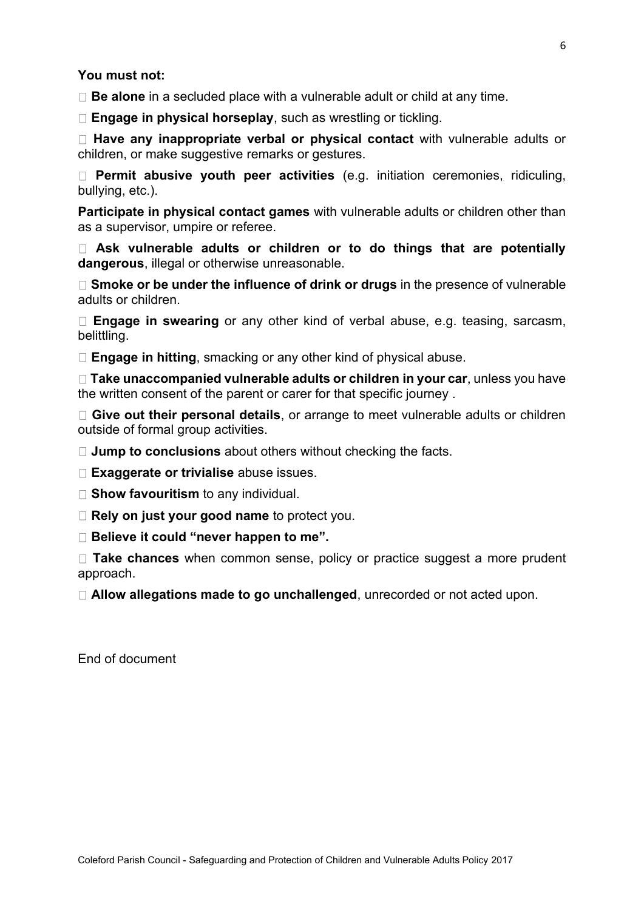**You must not:**

- **Be alone** in a secluded place with a vulnerable adult or child at any time.
- **Engage in physical horseplay**, such as wrestling or tickling.
- **Have any inappropriate verbal or physical contact** with vulnerable adults or children, or make suggestive remarks or gestures.
- **Permit abusive youth peer activities** (e.g. initiation ceremonies, ridiculing, bullying, etc.).

**Participate in physical contact games** with vulnerable adults or children other than as a supervisor, umpire or referee.

- **Ask vulnerable adults or children or to do things that are potentially dangerous**, illegal or otherwise unreasonable.
- **Smoke or be under the influence of drink or drugs** in the presence of vulnerable adults or children.
- **Engage in swearing** or any other kind of verbal abuse, e.g. teasing, sarcasm, belittling.
- **Engage in hitting**, smacking or any other kind of physical abuse.
- **Take unaccompanied vulnerable adults or children in your car**, unless you have the written consent of the parent or carer for that specific journey .
- **Give out their personal details**, or arrange to meet vulnerable adults or children outside of formal group activities.
- **Jump to conclusions** about others without checking the facts.
- **Exaggerate or trivialise** abuse issues.
- **Show favouritism** to any individual.
- **Rely on just your good name** to protect you.
- **Believe it could "never happen to me".**
- **Take chances** when common sense, policy or practice suggest a more prudent approach.
- **Allow allegations made to go unchallenged**, unrecorded or not acted upon.

End of document